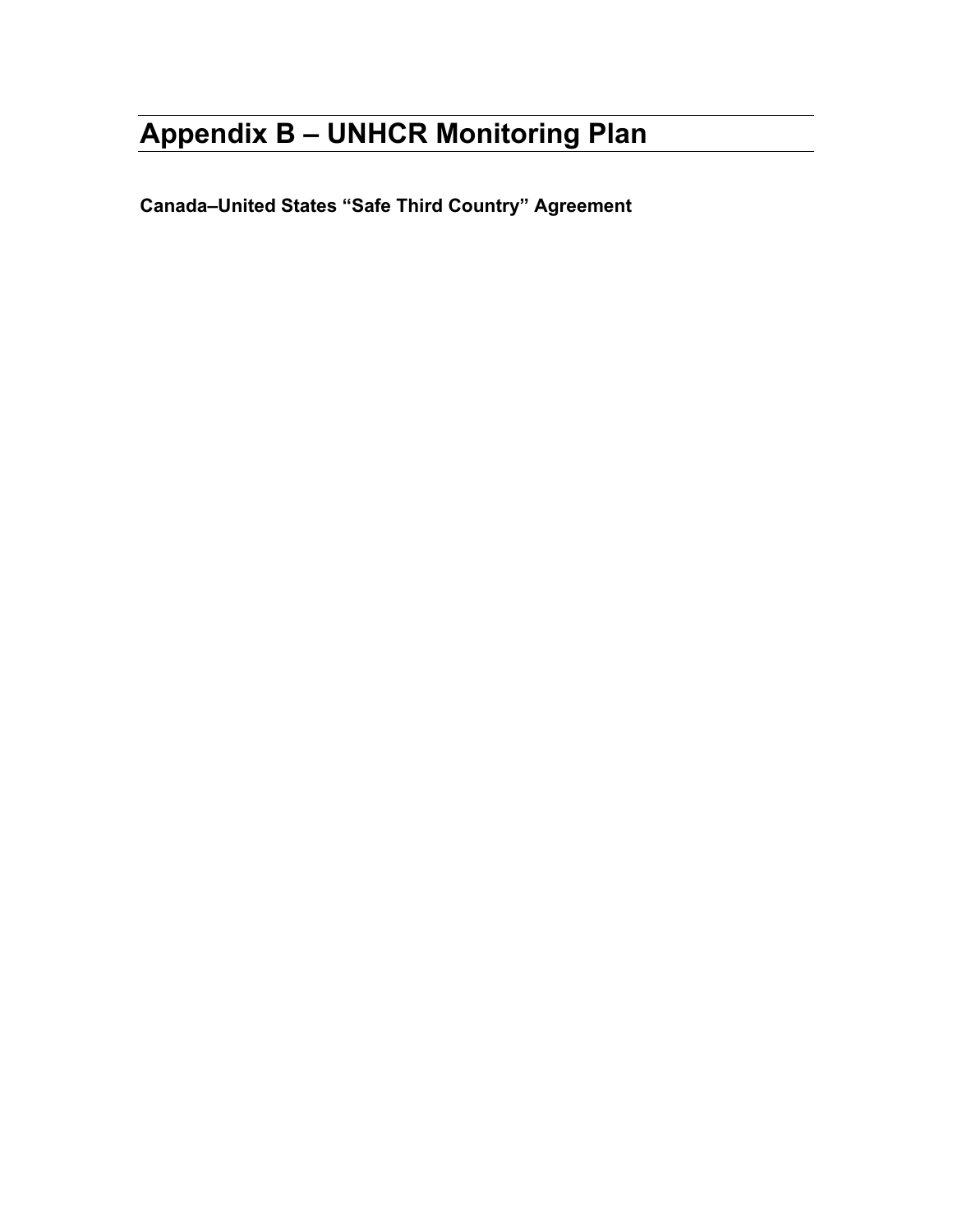# Appendix B – UNHCR Monitoring Plan

**Canada–United States "Safe Third Country" Agreement**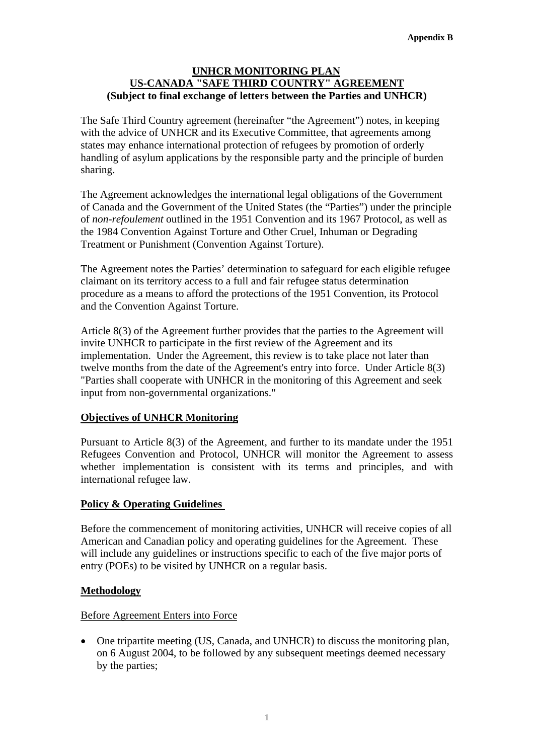**Appendix B**

# UNHCR MONITORING PLAN
# US-CANADA "SAFE THIRD COUNTRY" AGREEMENT
**(Subject to final exchange of letters between the Parties and UNHCR)**

The Safe Third Country agreement (hereinafter "the Agreement") notes, in keeping with the advice of UNHCR and its Executive Committee, that agreements among states may enhance international protection of refugees by promotion of orderly handling of asylum applications by the responsible party and the principle of burden sharing.

The Agreement acknowledges the international legal obligations of the Government of Canada and the Government of the United States (the "Parties") under the principle of *non-refoulement* outlined in the 1951 Convention and its 1967 Protocol, as well as the 1984 Convention Against Torture and Other Cruel, Inhuman or Degrading Treatment or Punishment (Convention Against Torture).

The Agreement notes the Parties' determination to safeguard for each eligible refugee claimant on its territory access to a full and fair refugee status determination procedure as a means to afford the protections of the 1951 Convention, its Protocol and the Convention Against Torture.

Article 8(3) of the Agreement further provides that the parties to the Agreement will invite UNHCR to participate in the first review of the Agreement and its implementation. Under the Agreement, this review is to take place not later than twelve months from the date of the Agreement's entry into force. Under Article 8(3) "Parties shall cooperate with UNHCR in the monitoring of this Agreement and seek input from non-governmental organizations."

## Objectives of UNHCR Monitoring

Pursuant to Article 8(3) of the Agreement, and further to its mandate under the 1951 Refugees Convention and Protocol, UNHCR will monitor the Agreement to assess whether implementation is consistent with its terms and principles, and with international refugee law.

## Policy & Operating Guidelines

Before the commencement of monitoring activities, UNHCR will receive copies of all American and Canadian policy and operating guidelines for the Agreement. These will include any guidelines or instructions specific to each of the five major ports of entry (POEs) to be visited by UNHCR on a regular basis.

## Methodology

### Before Agreement Enters into Force

- One tripartite meeting (US, Canada, and UNHCR) to discuss the monitoring plan, on 6 August 2004, to be followed by any subsequent meetings deemed necessary by the parties;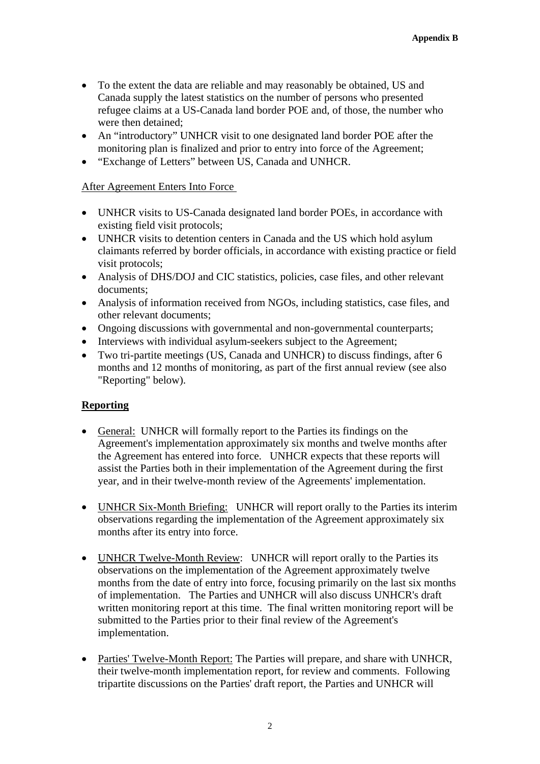- To the extent the data are reliable and may reasonably be obtained, US and Canada supply the latest statistics on the number of persons who presented refugee claims at a US-Canada land border POE and, of those, the number who were then detained;
- An "introductory" UNHCR visit to one designated land border POE after the monitoring plan is finalized and prior to entry into force of the Agreement;
- "Exchange of Letters" between US, Canada and UNHCR.

<u>After Agreement Enters Into Force</u>

- UNHCR visits to US-Canada designated land border POEs, in accordance with existing field visit protocols;
- UNHCR visits to detention centers in Canada and the US which hold asylum claimants referred by border officials, in accordance with existing practice or field visit protocols;
- Analysis of DHS/DOJ and CIC statistics, policies, case files, and other relevant documents;
- Analysis of information received from NGOs, including statistics, case files, and other relevant documents;
- Ongoing discussions with governmental and non-governmental counterparts;
- Interviews with individual asylum-seekers subject to the Agreement;
- Two tri-partite meetings (US, Canada and UNHCR) to discuss findings, after 6 months and 12 months of monitoring, as part of the first annual review (see also "Reporting" below).

**<u>Reporting</u>**

- <u>General:</u> UNHCR will formally report to the Parties its findings on the Agreement's implementation approximately six months and twelve months after the Agreement has entered into force. UNHCR expects that these reports will assist the Parties both in their implementation of the Agreement during the first year, and in their twelve-month review of the Agreements' implementation.

- <u>UNHCR Six-Month Briefing:</u> UNHCR will report orally to the Parties its interim observations regarding the implementation of the Agreement approximately six months after its entry into force.

- <u>UNHCR Twelve-Month Review</u>: UNHCR will report orally to the Parties its observations on the implementation of the Agreement approximately twelve months from the date of entry into force, focusing primarily on the last six months of implementation. The Parties and UNHCR will also discuss UNHCR's draft written monitoring report at this time. The final written monitoring report will be submitted to the Parties prior to their final review of the Agreement's implementation.

- <u>Parties' Twelve-Month Report:</u> The Parties will prepare, and share with UNHCR, their twelve-month implementation report, for review and comments. Following tripartite discussions on the Parties' draft report, the Parties and UNHCR will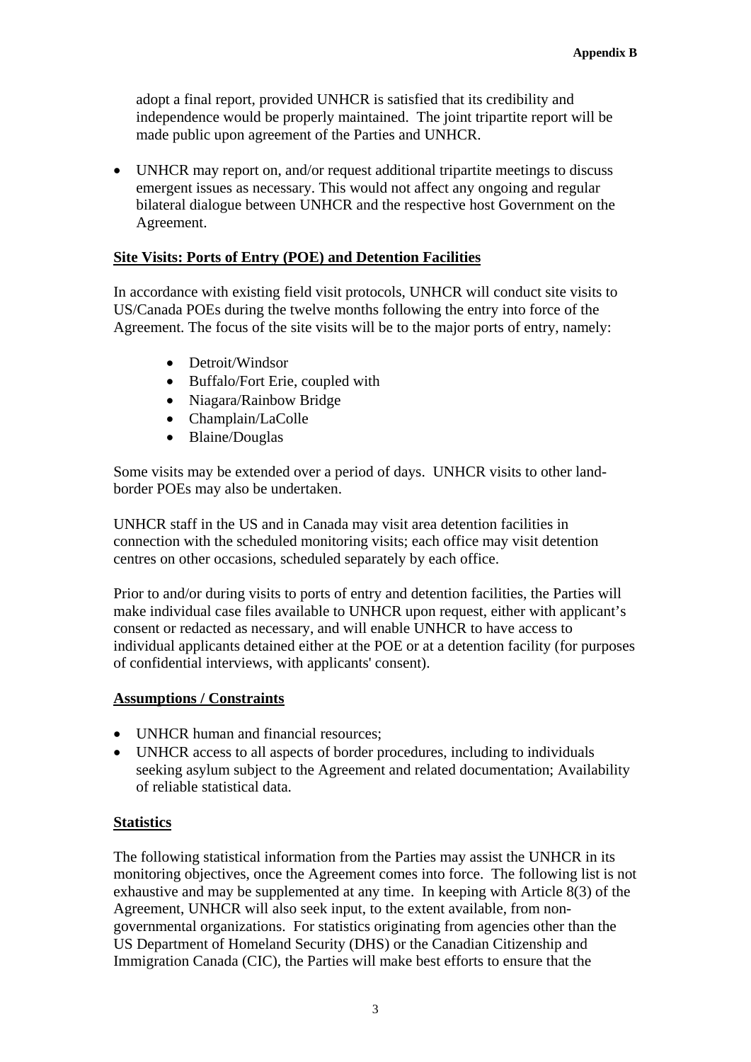adopt a final report, provided UNHCR is satisfied that its credibility and independence would be properly maintained. The joint tripartite report will be made public upon agreement of the Parties and UNHCR.

- UNHCR may report on, and/or request additional tripartite meetings to discuss emergent issues as necessary. This would not affect any ongoing and regular bilateral dialogue between UNHCR and the respective host Government on the Agreement.

## Site Visits: Ports of Entry (POE) and Detention Facilities

In accordance with existing field visit protocols, UNHCR will conduct site visits to US/Canada POEs during the twelve months following the entry into force of the Agreement. The focus of the site visits will be to the major ports of entry, namely:

- Detroit/Windsor
- Buffalo/Fort Erie, coupled with
- Niagara/Rainbow Bridge
- Champlain/LaColle
- Blaine/Douglas

Some visits may be extended over a period of days. UNHCR visits to other land-border POEs may also be undertaken.

UNHCR staff in the US and in Canada may visit area detention facilities in connection with the scheduled monitoring visits; each office may visit detention centres on other occasions, scheduled separately by each office.

Prior to and/or during visits to ports of entry and detention facilities, the Parties will make individual case files available to UNHCR upon request, either with applicant's consent or redacted as necessary, and will enable UNHCR to have access to individual applicants detained either at the POE or at a detention facility (for purposes of confidential interviews, with applicants' consent).

## Assumptions / Constraints

- UNHCR human and financial resources;
- UNHCR access to all aspects of border procedures, including to individuals seeking asylum subject to the Agreement and related documentation; Availability of reliable statistical data.

## Statistics

The following statistical information from the Parties may assist the UNHCR in its monitoring objectives, once the Agreement comes into force. The following list is not exhaustive and may be supplemented at any time. In keeping with Article 8(3) of the Agreement, UNHCR will also seek input, to the extent available, from non-governmental organizations. For statistics originating from agencies other than the US Department of Homeland Security (DHS) or the Canadian Citizenship and Immigration Canada (CIC), the Parties will make best efforts to ensure that the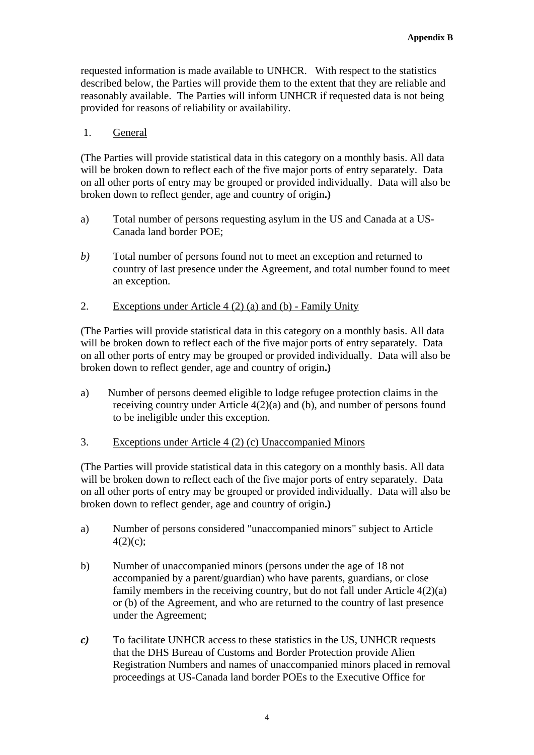requested information is made available to UNHCR. With respect to the statistics described below, the Parties will provide them to the extent that they are reliable and reasonably available. The Parties will inform UNHCR if requested data is not being provided for reasons of reliability or availability.

1. <u>General</u>

(The Parties will provide statistical data in this category on a monthly basis. All data will be broken down to reflect each of the five major ports of entry separately. Data on all other ports of entry may be grouped or provided individually. Data will also be broken down to reflect gender, age and country of origin**.)**

a) Total number of persons requesting asylum in the US and Canada at a US-Canada land border POE;

*b)* Total number of persons found not to meet an exception and returned to country of last presence under the Agreement, and total number found to meet an exception.

2. <u>Exceptions under Article 4 (2) (a) and (b) - Family Unity</u>

(The Parties will provide statistical data in this category on a monthly basis. All data will be broken down to reflect each of the five major ports of entry separately. Data on all other ports of entry may be grouped or provided individually. Data will also be broken down to reflect gender, age and country of origin**.)**

a) Number of persons deemed eligible to lodge refugee protection claims in the receiving country under Article 4(2)(a) and (b), and number of persons found to be ineligible under this exception.

3. <u>Exceptions under Article 4 (2) (c) Unaccompanied Minors</u>

(The Parties will provide statistical data in this category on a monthly basis. All data will be broken down to reflect each of the five major ports of entry separately. Data on all other ports of entry may be grouped or provided individually. Data will also be broken down to reflect gender, age and country of origin**.)**

a) Number of persons considered "unaccompanied minors" subject to Article 4(2)(c);

b) Number of unaccompanied minors (persons under the age of 18 not accompanied by a parent/guardian) who have parents, guardians, or close family members in the receiving country, but do not fall under Article 4(2)(a) or (b) of the Agreement, and who are returned to the country of last presence under the Agreement;

***c)*** To facilitate UNHCR access to these statistics in the US, UNHCR requests that the DHS Bureau of Customs and Border Protection provide Alien Registration Numbers and names of unaccompanied minors placed in removal proceedings at US-Canada land border POEs to the Executive Office for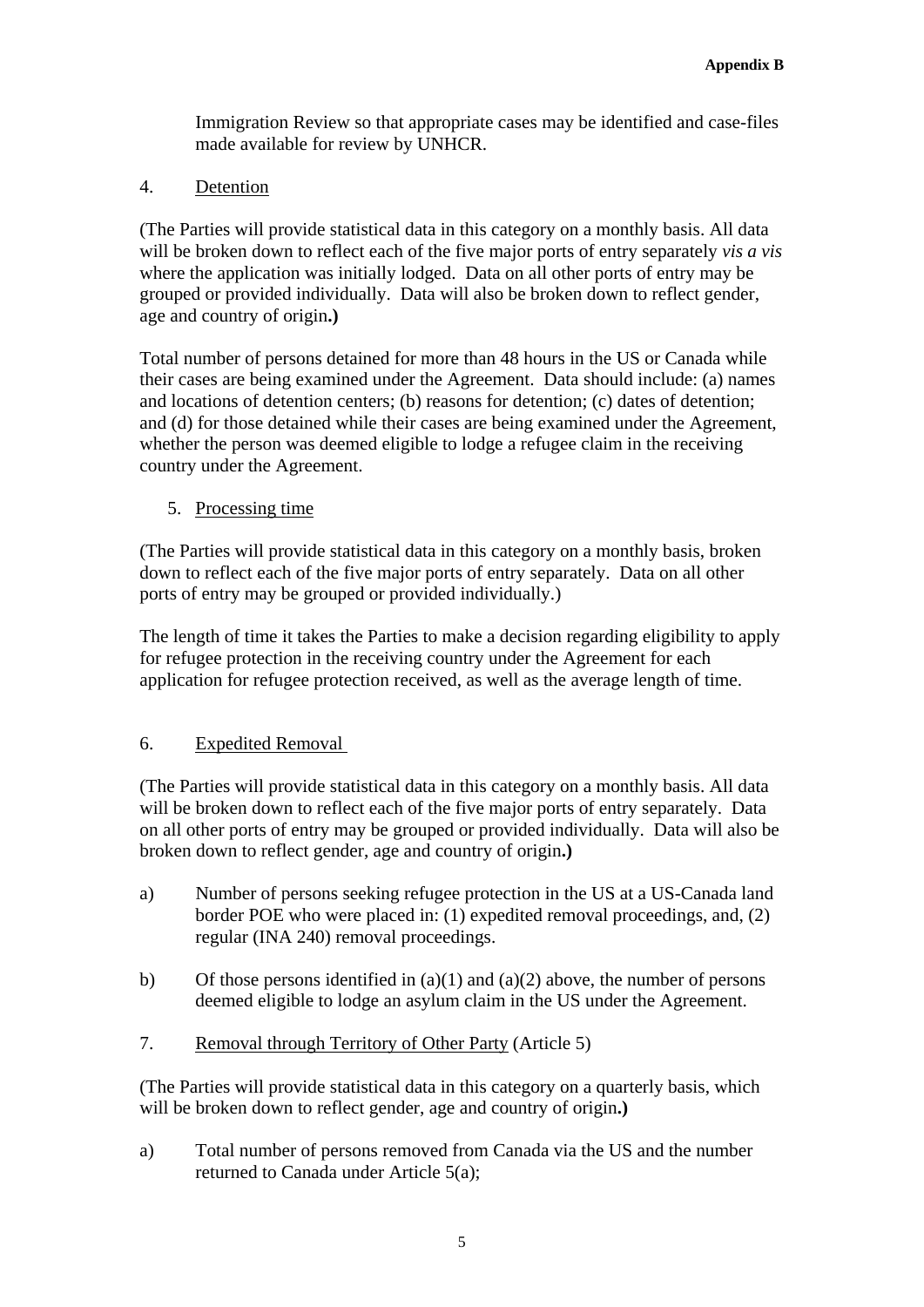Immigration Review so that appropriate cases may be identified and case-files made available for review by UNHCR.

4. Detention

(The Parties will provide statistical data in this category on a monthly basis. All data will be broken down to reflect each of the five major ports of entry separately *vis a vis* where the application was initially lodged. Data on all other ports of entry may be grouped or provided individually. Data will also be broken down to reflect gender, age and country of origin**.)**

Total number of persons detained for more than 48 hours in the US or Canada while their cases are being examined under the Agreement. Data should include: (a) names and locations of detention centers; (b) reasons for detention; (c) dates of detention; and (d) for those detained while their cases are being examined under the Agreement, whether the person was deemed eligible to lodge a refugee claim in the receiving country under the Agreement.

5. Processing time

(The Parties will provide statistical data in this category on a monthly basis, broken down to reflect each of the five major ports of entry separately. Data on all other ports of entry may be grouped or provided individually.)

The length of time it takes the Parties to make a decision regarding eligibility to apply for refugee protection in the receiving country under the Agreement for each application for refugee protection received, as well as the average length of time.

6. Expedited Removal

(The Parties will provide statistical data in this category on a monthly basis. All data will be broken down to reflect each of the five major ports of entry separately. Data on all other ports of entry may be grouped or provided individually. Data will also be broken down to reflect gender, age and country of origin**.)**

a) Number of persons seeking refugee protection in the US at a US-Canada land border POE who were placed in: (1) expedited removal proceedings, and, (2) regular (INA 240) removal proceedings.

b) Of those persons identified in (a)(1) and (a)(2) above, the number of persons deemed eligible to lodge an asylum claim in the US under the Agreement.

7. Removal through Territory of Other Party (Article 5)

(The Parties will provide statistical data in this category on a quarterly basis, which will be broken down to reflect gender, age and country of origin**.)**

a) Total number of persons removed from Canada via the US and the number returned to Canada under Article 5(a);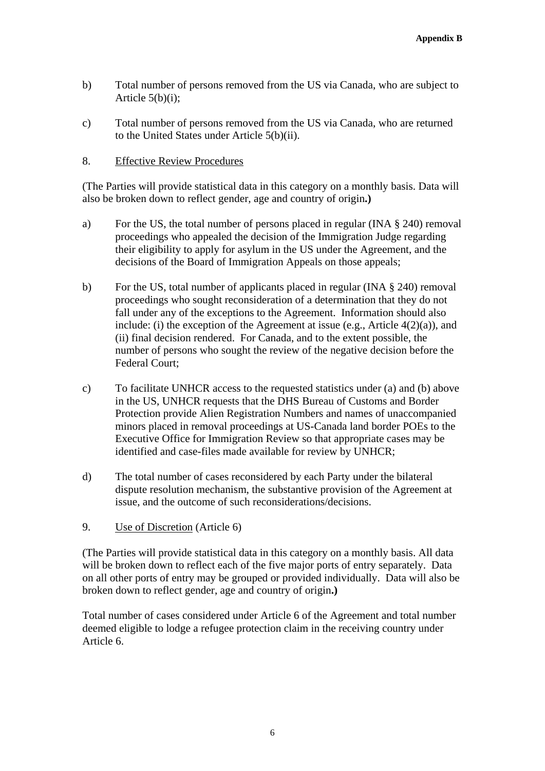b) Total number of persons removed from the US via Canada, who are subject to Article 5(b)(i);

c) Total number of persons removed from the US via Canada, who are returned to the United States under Article 5(b)(ii).

8. Effective Review Procedures

(The Parties will provide statistical data in this category on a monthly basis. Data will also be broken down to reflect gender, age and country of origin**.)**

a) For the US, the total number of persons placed in regular (INA § 240) removal proceedings who appealed the decision of the Immigration Judge regarding their eligibility to apply for asylum in the US under the Agreement, and the decisions of the Board of Immigration Appeals on those appeals;

b) For the US, total number of applicants placed in regular (INA § 240) removal proceedings who sought reconsideration of a determination that they do not fall under any of the exceptions to the Agreement. Information should also include: (i) the exception of the Agreement at issue (e.g., Article 4(2)(a)), and (ii) final decision rendered. For Canada, and to the extent possible, the number of persons who sought the review of the negative decision before the Federal Court;

c) To facilitate UNHCR access to the requested statistics under (a) and (b) above in the US, UNHCR requests that the DHS Bureau of Customs and Border Protection provide Alien Registration Numbers and names of unaccompanied minors placed in removal proceedings at US-Canada land border POEs to the Executive Office for Immigration Review so that appropriate cases may be identified and case-files made available for review by UNHCR;

d) The total number of cases reconsidered by each Party under the bilateral dispute resolution mechanism, the substantive provision of the Agreement at issue, and the outcome of such reconsiderations/decisions.

9. Use of Discretion (Article 6)

(The Parties will provide statistical data in this category on a monthly basis. All data will be broken down to reflect each of the five major ports of entry separately. Data on all other ports of entry may be grouped or provided individually. Data will also be broken down to reflect gender, age and country of origin**.)**

Total number of cases considered under Article 6 of the Agreement and total number deemed eligible to lodge a refugee protection claim in the receiving country under Article 6.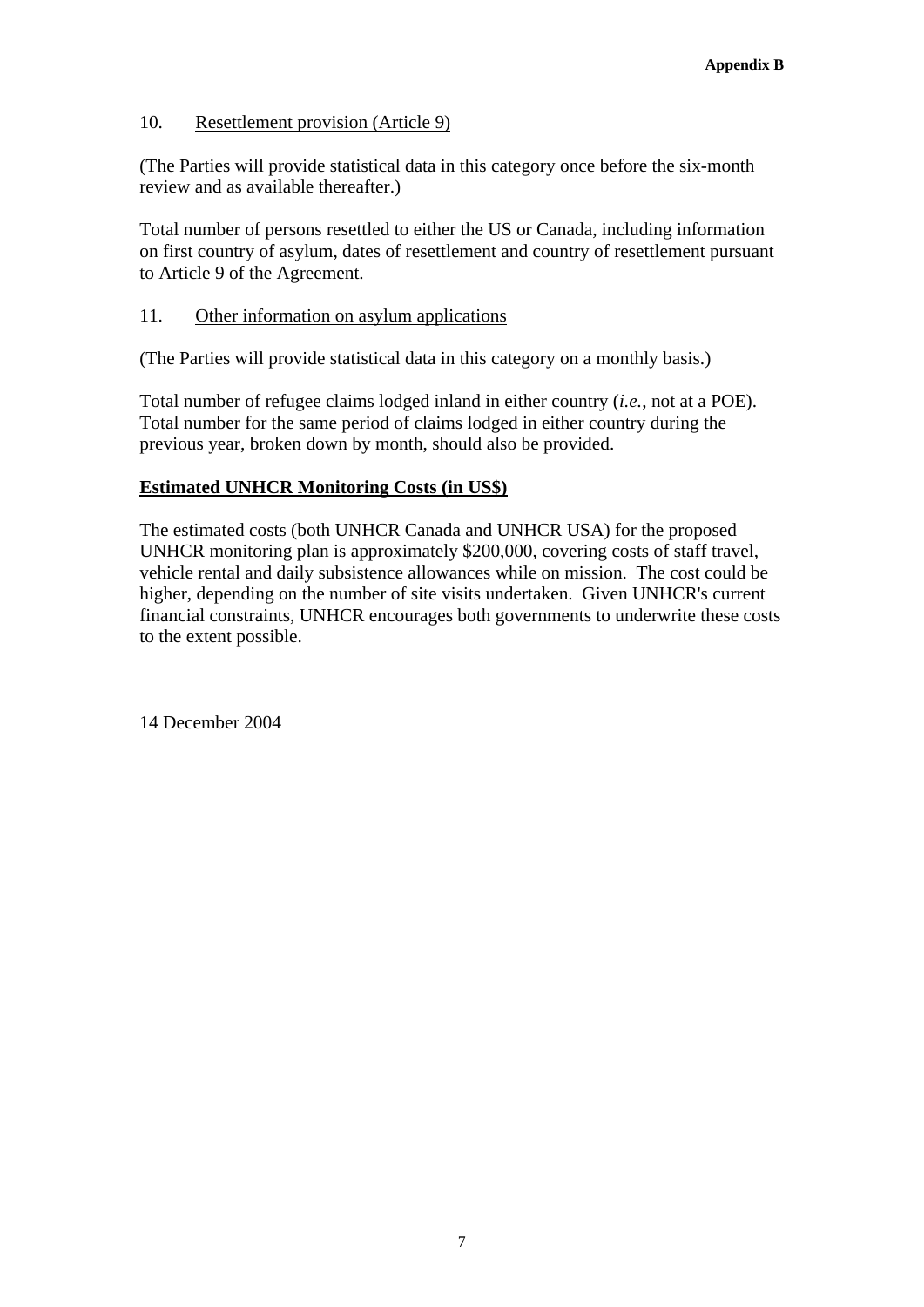10. Resettlement provision (Article 9)

(The Parties will provide statistical data in this category once before the six-month review and as available thereafter.)

Total number of persons resettled to either the US or Canada, including information on first country of asylum, dates of resettlement and country of resettlement pursuant to Article 9 of the Agreement.

11. Other information on asylum applications

(The Parties will provide statistical data in this category on a monthly basis.)

Total number of refugee claims lodged inland in either country (*i.e.*, not at a POE). Total number for the same period of claims lodged in either country during the previous year, broken down by month, should also be provided.

**Estimated UNHCR Monitoring Costs (in US$)**

The estimated costs (both UNHCR Canada and UNHCR USA) for the proposed UNHCR monitoring plan is approximately $200,000, covering costs of staff travel, vehicle rental and daily subsistence allowances while on mission. The cost could be higher, depending on the number of site visits undertaken. Given UNHCR's current financial constraints, UNHCR encourages both governments to underwrite these costs to the extent possible.

14 December 2004